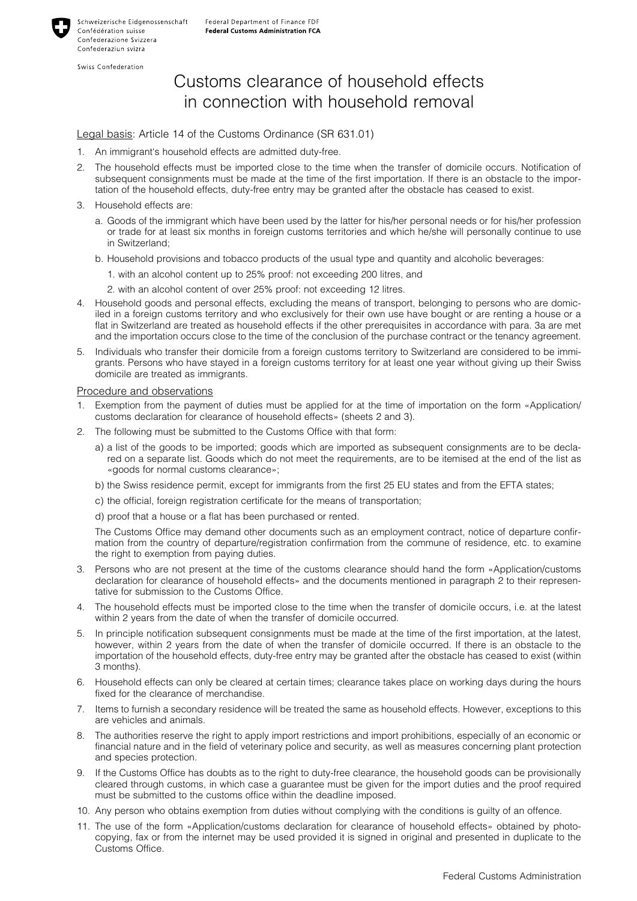Schweizerische Eidgenossenschaft
Confédération suisse
Confederazione Svizzera
Confederaziun svizra

Swiss Confederation

Federal Department of Finance FDF
**Federal Customs Administration FCA**

# Customs clearance of household effects in connection with household removal

Legal basis: Article 14 of the Customs Ordinance (SR 631.01)

1. An immigrant's household effects are admitted duty-free.
2. The household effects must be imported close to the time when the transfer of domicile occurs. Notification of subsequent consignments must be made at the time of the first importation. If there is an obstacle to the importation of the household effects, duty-free entry may be granted after the obstacle has ceased to exist.
3. Household effects are:
   a. Goods of the immigrant which have been used by the latter for his/her personal needs or for his/her profession or trade for at least six months in foreign customs territories and which he/she will personally continue to use in Switzerland;
   b. Household provisions and tobacco products of the usual type and quantity and alcoholic beverages:
      1. with an alcohol content up to 25% proof: not exceeding 200 litres, and
      2. with an alcohol content of over 25% proof: not exceeding 12 litres.
4. Household goods and personal effects, excluding the means of transport, belonging to persons who are domiciled in a foreign customs territory and who exclusively for their own use have bought or are renting a house or a flat in Switzerland are treated as household effects if the other prerequisites in accordance with para. 3a are met and the importation occurs close to the time of the conclusion of the purchase contract or the tenancy agreement.
5. Individuals who transfer their domicile from a foreign customs territory to Switzerland are considered to be immigrants. Persons who have stayed in a foreign customs territory for at least one year without giving up their Swiss domicile are treated as immigrants.

Procedure and observations

1. Exemption from the payment of duties must be applied for at the time of importation on the form «Application/customs declaration for clearance of household effects» (sheets 2 and 3).
2. The following must be submitted to the Customs Office with that form:
   a) a list of the goods to be imported; goods which are imported as subsequent consignments are to be declared on a separate list. Goods which do not meet the requirements, are to be itemised at the end of the list as «goods for normal customs clearance»;
   b) the Swiss residence permit, except for immigrants from the first 25 EU states and from the EFTA states;
   c) the official, foreign registration certificate for the means of transportation;
   d) proof that a house or a flat has been purchased or rented.

   The Customs Office may demand other documents such as an employment contract, notice of departure confirmation from the country of departure/registration confirmation from the commune of residence, etc. to examine the right to exemption from paying duties.
3. Persons who are not present at the time of the customs clearance should hand the form «Application/customs declaration for clearance of household effects» and the documents mentioned in paragraph 2 to their representative for submission to the Customs Office.
4. The household effects must be imported close to the time when the transfer of domicile occurs, i.e. at the latest within 2 years from the date of when the transfer of domicile occurred.
5. In principle notification subsequent consignments must be made at the time of the first importation, at the latest, however, within 2 years from the date of when the transfer of domicile occurred. If there is an obstacle to the importation of the household effects, duty-free entry may be granted after the obstacle has ceased to exist (within 3 months).
6. Household effects can only be cleared at certain times; clearance takes place on working days during the hours fixed for the clearance of merchandise.
7. Items to furnish a secondary residence will be treated the same as household effects. However, exceptions to this are vehicles and animals.
8. The authorities reserve the right to apply import restrictions and import prohibitions, especially of an economic or financial nature and in the field of veterinary police and security, as well as measures concerning plant protection and species protection.
9. If the Customs Office has doubts as to the right to duty-free clearance, the household goods can be provisionally cleared through customs, in which case a guarantee must be given for the import duties and the proof required must be submitted to the customs office within the deadline imposed.
10. Any person who obtains exemption from duties without complying with the conditions is guilty of an offence.
11. The use of the form «Application/customs declaration for clearance of household effects» obtained by photocopying, fax or from the internet may be used provided it is signed in original and presented in duplicate to the Customs Office.

Federal Customs Administration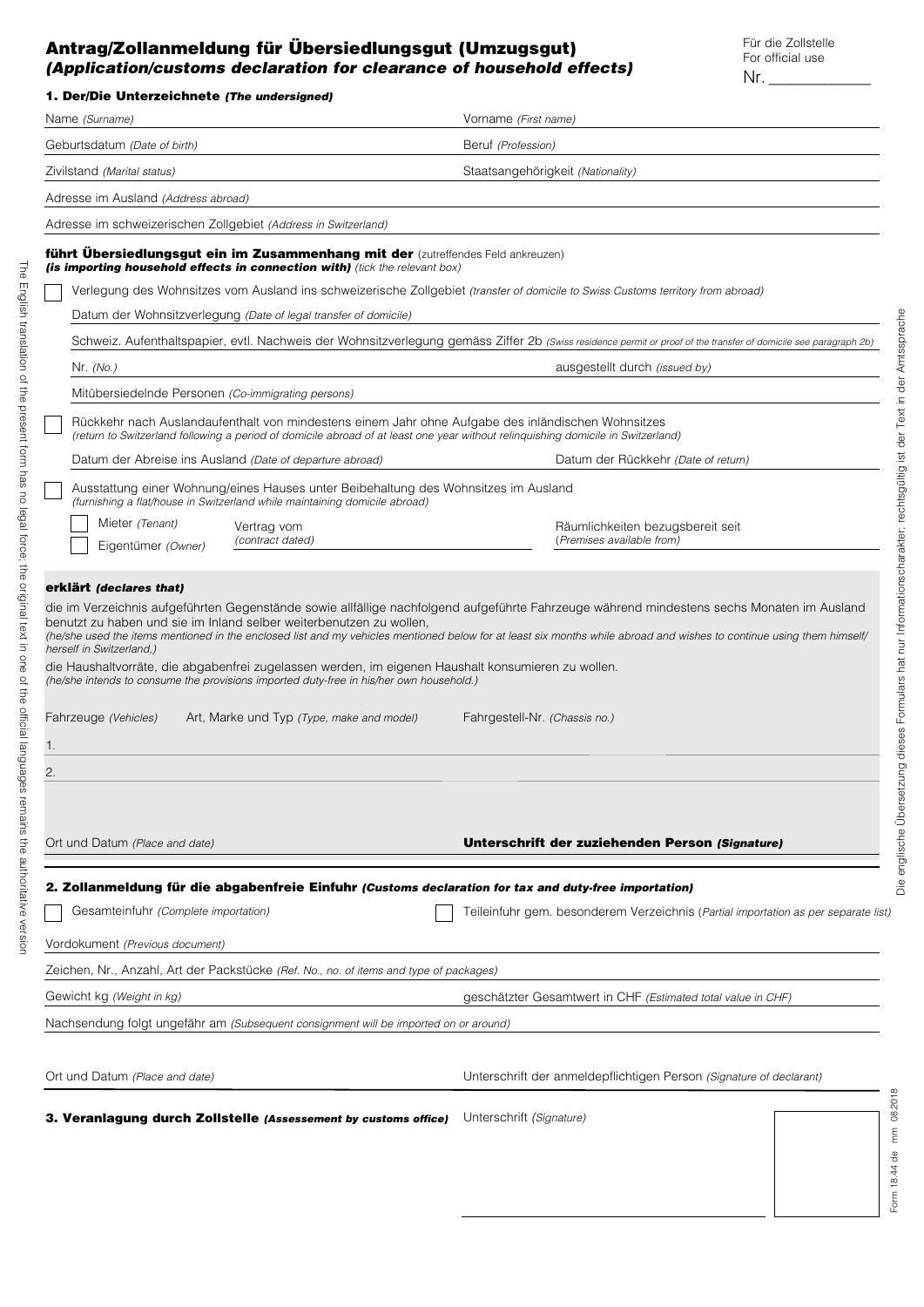# Antrag/Zollanmeldung für Übersiedlungsgut (Umzugsgut)
## *(Application/customs declaration for clearance of household effects)*

Für die Zollstelle
For official use
Nr. ____________

### 1. Der/Die Unterzeichnete *(The undersigned)*

| | |
|---|---|
| Name *(Surname)* | Vorname *(First name)* |
| Geburtsdatum *(Date of birth)* | Beruf *(Profession)* |
| Zivilstand *(Marital status)* | Staatsangehörigkeit *(Nationality)* |

Adresse im Ausland *(Address abroad)*

Adresse im schweizerischen Zollgebiet *(Address in Switzerland)*

**führt Übersiedlungsgut ein im Zusammenhang mit der** (zutreffendes Feld ankreuzen)
***(is importing household effects in connection with)*** *(tick the relevant box)*

☐ Verlegung des Wohnsitzes vom Ausland ins schweizerische Zollgebiet *(transfer of domicile to Swiss Customs territory from abroad)*

Datum der Wohnsitzverlegung *(Date of legal transfer of domicile)*

Schweiz. Aufenthaltspapier, evtl. Nachweis der Wohnsitzverlegung gemäss Ziffer 2b *(Swiss residence permit or proof of the transfer of domicile see paragraph 2b)*

Nr. *(No.)* — ausgestellt durch *(issued by)*

Mitübersiedelnde Personen *(Co-immigrating persons)*

☐ Rückkehr nach Auslandaufenthalt von mindestens einem Jahr ohne Aufgabe des inländischen Wohnsitzes
*(return to Switzerland following a period of domicile abroad of at least one year without relinquishing domicile in Switzerland)*

Datum der Abreise ins Ausland *(Date of departure abroad)* — Datum der Rückkehr *(Date of return)*

☐ Ausstattung einer Wohnung/eines Hauses unter Beibehaltung des Wohnsitzes im Ausland
*(furnishing a flat/house in Switzerland while maintaining domicile abroad)*

☐ Mieter *(Tenant)*
☐ Eigentümer *(Owner)*

Vertrag vom *(contract dated)* — Räumlichkeiten bezugsbereit seit *(Premises available from)*

**erklärt *(declares that)***

die im Verzeichnis aufgeführten Gegenstände sowie allfällige nachfolgend aufgeführte Fahrzeuge während mindestens sechs Monaten im Ausland benutzt zu haben und sie im Inland selber weiterbenutzen zu wollen,
*(he/she used the items mentioned in the enclosed list and my vehicles mentioned below for at least six months while abroad and wishes to continue using them himself/herself in Switzerland.)*

die Haushaltvorräte, die abgabenfrei zugelassen werden, im eigenen Haushalt konsumieren zu wollen.
*(he/she intends to consume the provisions imported duty-free in his/her own household.)*

| Fahrzeuge *(Vehicles)* | Art, Marke und Typ *(Type, make and model)* | Fahrgestell-Nr. *(Chassis no.)* |
|---|---|---|
| 1. | | |
| 2. | | |

Ort und Datum *(Place and date)* — **Unterschrift der zuziehenden Person *(Signature)***

### 2. Zollanmeldung für die abgabenfreie Einfuhr *(Customs declaration for tax and duty-free importation)*

☐ Gesamteinfuhr *(Complete importation)*
☐ Teileinfuhr gem. besonderem Verzeichnis *(Partial importation as per separate list)*

Vordokument *(Previous document)*

Zeichen, Nr., Anzahl, Art der Packstücke *(Ref. No., no. of items and type of packages)*

Gewicht kg *(Weight in kg)* — geschätzter Gesamtwert in CHF *(Estimated total value in CHF)*

Nachsendung folgt ungefähr am *(Subsequent consignment will be imported on or around)*

Ort und Datum *(Place and date)* — Unterschrift der anmeldepflichtigen Person *(Signature of declarant)*

### 3. Veranlagung durch Zollstelle *(Assessement by customs office)*

Unterschrift *(Signature)*

The English translation of the present form has no legal force; the original text in one of the official languages remains the authoritative version

Die englische Übersetzung dieses Formulars hat nur Informationscharakter; rechtsgültig ist der Text in der Amtssprache

Form 18.44 de mm 08.2018